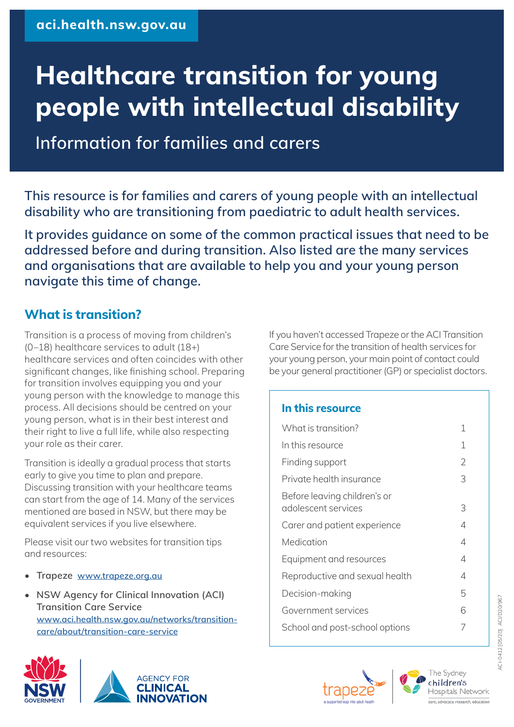aci.health.nsw.gov.au

# Healthcare transition for young people with intellectual disability

## Information for families and carers

**This resource is for families and carers of young people with an intellectual disability who are transitioning from paediatric to adult health services.**

**It provides guidance on some of the common practical issues that need to be addressed before and during transition. Also listed are the many services and organisations that are available to help you and your young person navigate this time of change.**

## What is transition?

Transition is a process of moving from children's (0–18) healthcare services to adult (18+) healthcare services and often coincides with other significant changes, like finishing school. Preparing for transition involves equipping you and your young person with the knowledge to manage this process. All decisions should be centred on your young person, what is in their best interest and their right to live a full life, while also respecting your role as their carer.

Transition is ideally a gradual process that starts early to give you time to plan and prepare. Discussing transition with your healthcare teams can start from the age of 14. Many of the services mentioned are based in NSW, but there may be equivalent services if you live elsewhere.

Please visit our two websites for transition tips and resources:

- Trapeze www.trapeze.org.au
- NSW Agency for Clinical Innovation (ACI) Transition Care Service www.aci.health.nsw.gov.au/networks/transition-care/about/transition-care-service

If you haven't accessed Trapeze or the ACI Transition Care Service for the transition of health services for your young person, your main point of contact could be your general practitioner (GP) or specialist doctors.

### In this resource

| | |
|---|---|
| What is transition? | 1 |
| In this resource | 1 |
| Finding support | 2 |
| Private health insurance | 3 |
| Before leaving children's or adolescent services | 3 |
| Carer and patient experience | 4 |
| Medication | 4 |
| Equipment and resources | 4 |
| Reproductive and sexual health | 4 |
| Decision-making | 5 |
| Government services | 6 |
| School and post-school options | 7 |

ACI-0412 [05/20] ACI/D20/967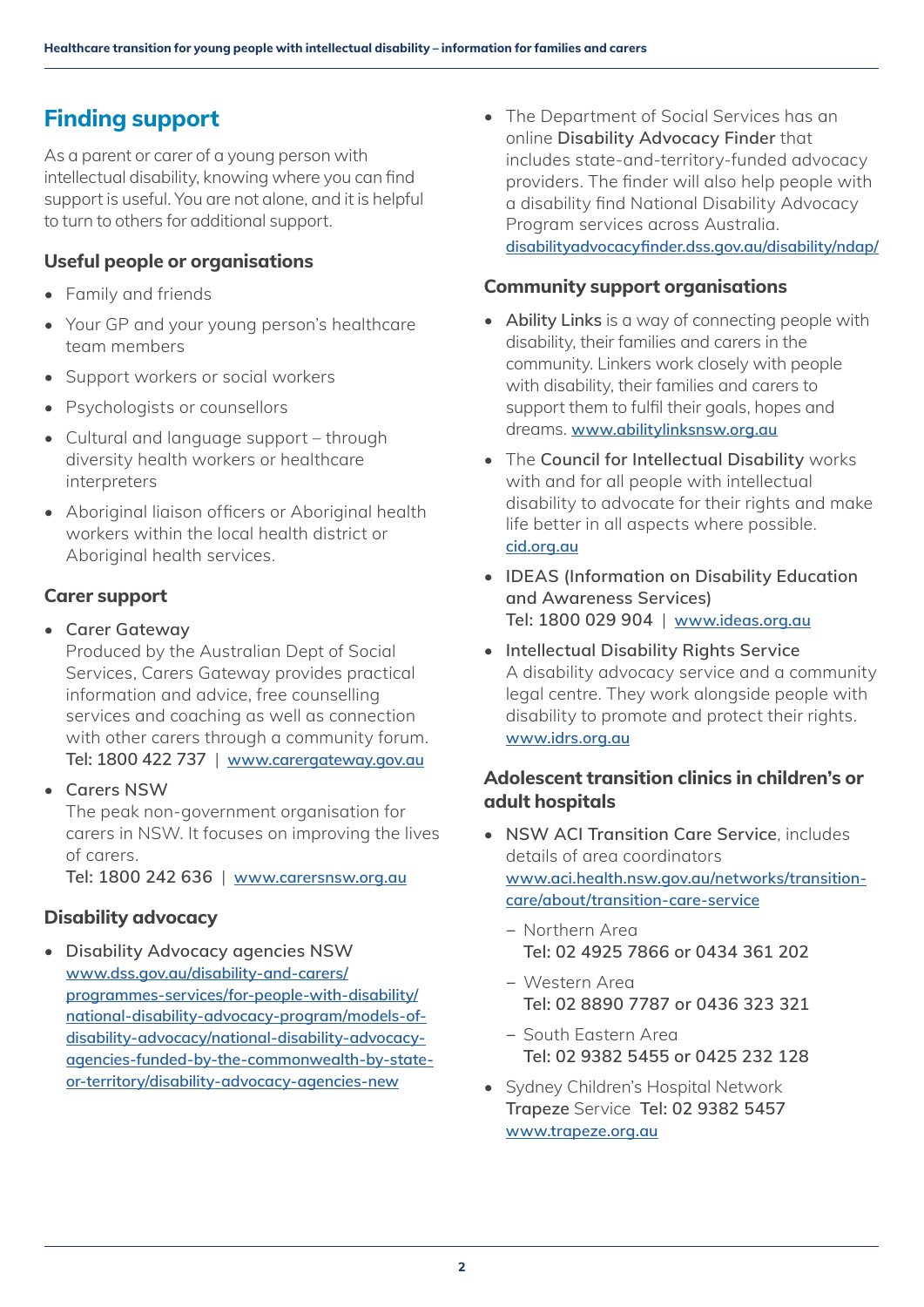## Finding support

As a parent or carer of a young person with intellectual disability, knowing where you can find support is useful. You are not alone, and it is helpful to turn to others for additional support.

### Useful people or organisations

- Family and friends
- Your GP and your young person's healthcare team members
- Support workers or social workers
- Psychologists or counsellors
- Cultural and language support – through diversity health workers or healthcare interpreters
- Aboriginal liaison officers or Aboriginal health workers within the local health district or Aboriginal health services.

### Carer support

- Carer Gateway
  Produced by the Australian Dept of Social Services, Carers Gateway provides practical information and advice, free counselling services and coaching as well as connection with other carers through a community forum.
  Tel: 1800 422 737 | www.carergateway.gov.au
- Carers NSW
  The peak non-government organisation for carers in NSW. It focuses on improving the lives of carers.
  Tel: 1800 242 636 | www.carersnsw.org.au

### Disability advocacy

- Disability Advocacy agencies NSW
  www.dss.gov.au/disability-and-carers/programmes-services/for-people-with-disability/national-disability-advocacy-program/models-of-disability-advocacy/national-disability-advocacy-agencies-funded-by-the-commonwealth-by-state-or-territory/disability-advocacy-agencies-new
- The Department of Social Services has an online Disability Advocacy Finder that includes state-and-territory-funded advocacy providers. The finder will also help people with a disability find National Disability Advocacy Program services across Australia.
  disabilityadvocacyfinder.dss.gov.au/disability/ndap/

### Community support organisations

- Ability Links is a way of connecting people with disability, their families and carers in the community. Linkers work closely with people with disability, their families and carers to support them to fulfil their goals, hopes and dreams. www.abilitylinksnsw.org.au
- The Council for Intellectual Disability works with and for all people with intellectual disability to advocate for their rights and make life better in all aspects where possible.
  cid.org.au
- IDEAS (Information on Disability Education and Awareness Services)
  Tel: 1800 029 904 | www.ideas.org.au
- Intellectual Disability Rights Service
  A disability advocacy service and a community legal centre. They work alongside people with disability to promote and protect their rights.
  www.idrs.org.au

### Adolescent transition clinics in children's or adult hospitals

- NSW ACI Transition Care Service, includes details of area coordinators
  www.aci.health.nsw.gov.au/networks/transition-care/about/transition-care-service
  - Northern Area
    Tel: 02 4925 7866 or 0434 361 202
  - Western Area
    Tel: 02 8890 7787 or 0436 323 321
  - South Eastern Area
    Tel: 02 9382 5455 or 0425 232 128
- Sydney Children's Hospital Network Trapeze Service Tel: 02 9382 5457
  www.trapeze.org.au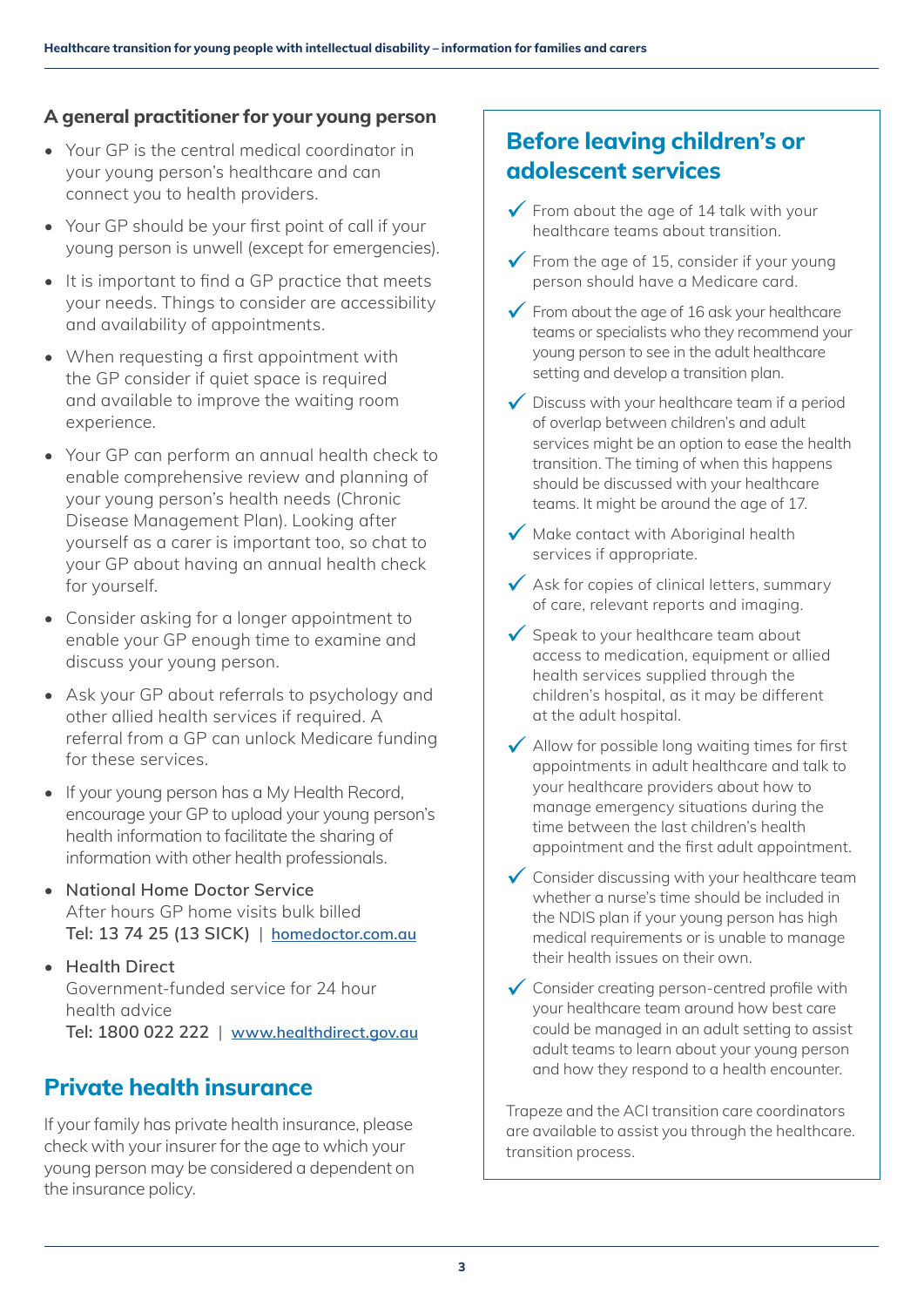### A general practitioner for your young person

- Your GP is the central medical coordinator in your young person's healthcare and can connect you to health providers.
- Your GP should be your first point of call if your young person is unwell (except for emergencies).
- It is important to find a GP practice that meets your needs. Things to consider are accessibility and availability of appointments.
- When requesting a first appointment with the GP consider if quiet space is required and available to improve the waiting room experience.
- Your GP can perform an annual health check to enable comprehensive review and planning of your young person's health needs (Chronic Disease Management Plan). Looking after yourself as a carer is important too, so chat to your GP about having an annual health check for yourself.
- Consider asking for a longer appointment to enable your GP enough time to examine and discuss your young person.
- Ask your GP about referrals to psychology and other allied health services if required. A referral from a GP can unlock Medicare funding for these services.
- If your young person has a My Health Record, encourage your GP to upload your young person's health information to facilitate the sharing of information with other health professionals.
- National Home Doctor Service
  After hours GP home visits bulk billed
  **Tel: 13 74 25 (13 SICK)** | homedoctor.com.au
- Health Direct
  Government-funded service for 24 hour health advice
  **Tel: 1800 022 222** | www.healthdirect.gov.au

## Private health insurance

If your family has private health insurance, please check with your insurer for the age to which your young person may be considered a dependent on the insurance policy.

## Before leaving children's or adolescent services

- ✓ From about the age of 14 talk with your healthcare teams about transition.
- ✓ From the age of 15, consider if your young person should have a Medicare card.
- ✓ From about the age of 16 ask your healthcare teams or specialists who they recommend your young person to see in the adult healthcare setting and develop a transition plan.
- ✓ Discuss with your healthcare team if a period of overlap between children's and adult services might be an option to ease the health transition. The timing of when this happens should be discussed with your healthcare teams. It might be around the age of 17.
- ✓ Make contact with Aboriginal health services if appropriate.
- ✓ Ask for copies of clinical letters, summary of care, relevant reports and imaging.
- ✓ Speak to your healthcare team about access to medication, equipment or allied health services supplied through the children's hospital, as it may be different at the adult hospital.
- ✓ Allow for possible long waiting times for first appointments in adult healthcare and talk to your healthcare providers about how to manage emergency situations during the time between the last children's health appointment and the first adult appointment.
- ✓ Consider discussing with your healthcare team whether a nurse's time should be included in the NDIS plan if your young person has high medical requirements or is unable to manage their health issues on their own.
- ✓ Consider creating person-centred profile with your healthcare team around how best care could be managed in an adult setting to assist adult teams to learn about your young person and how they respond to a health encounter.

Trapeze and the ACI transition care coordinators are available to assist you through the healthcare. transition process.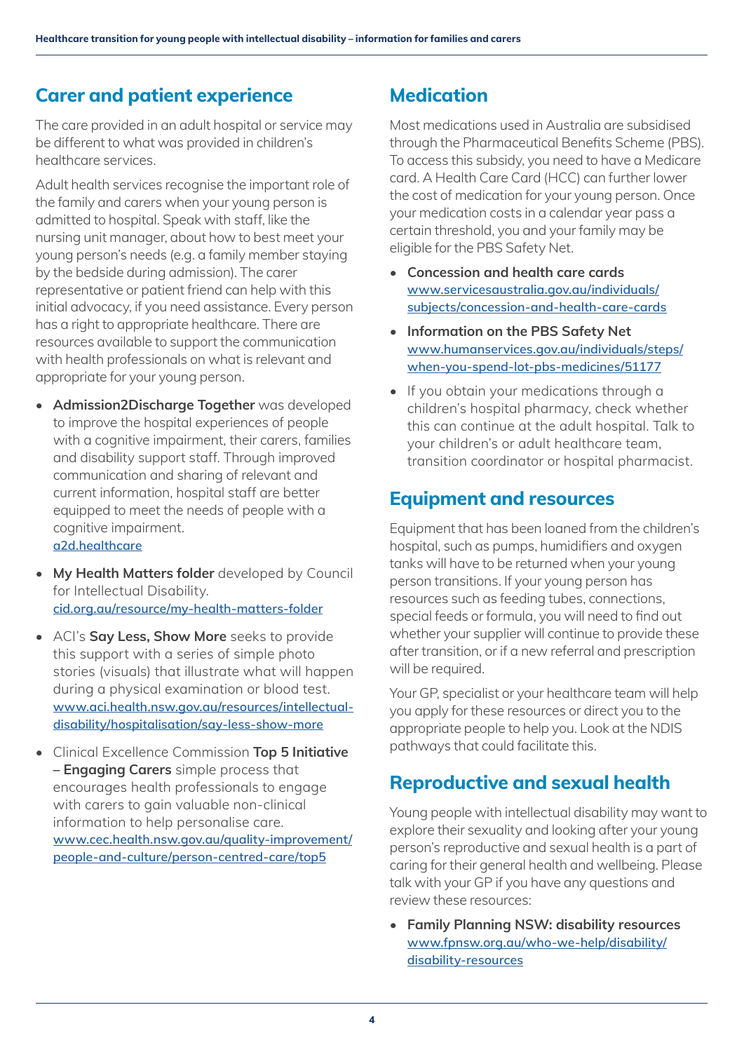## Carer and patient experience

The care provided in an adult hospital or service may be different to what was provided in children's healthcare services.

Adult health services recognise the important role of the family and carers when your young person is admitted to hospital. Speak with staff, like the nursing unit manager, about how to best meet your young person's needs (e.g. a family member staying by the bedside during admission). The carer representative or patient friend can help with this initial advocacy, if you need assistance. Every person has a right to appropriate healthcare. There are resources available to support the communication with health professionals on what is relevant and appropriate for your young person.

- **Admission2Discharge Together** was developed to improve the hospital experiences of people with a cognitive impairment, their carers, families and disability support staff. Through improved communication and sharing of relevant and current information, hospital staff are better equipped to meet the needs of people with a cognitive impairment.
  [a2d.healthcare](a2d.healthcare)
- **My Health Matters folder** developed by Council for Intellectual Disability.
  [cid.org.au/resource/my-health-matters-folder](cid.org.au/resource/my-health-matters-folder)
- ACI's **Say Less, Show More** seeks to provide this support with a series of simple photo stories (visuals) that illustrate what will happen during a physical examination or blood test.
  [www.aci.health.nsw.gov.au/resources/intellectual-disability/hospitalisation/say-less-show-more](www.aci.health.nsw.gov.au/resources/intellectual-disability/hospitalisation/say-less-show-more)
- Clinical Excellence Commission **Top 5 Initiative – Engaging Carers** simple process that encourages health professionals to engage with carers to gain valuable non-clinical information to help personalise care.
  [www.cec.health.nsw.gov.au/quality-improvement/people-and-culture/person-centred-care/top5](www.cec.health.nsw.gov.au/quality-improvement/people-and-culture/person-centred-care/top5)

## Medication

Most medications used in Australia are subsidised through the Pharmaceutical Benefits Scheme (PBS). To access this subsidy, you need to have a Medicare card. A Health Care Card (HCC) can further lower the cost of medication for your young person. Once your medication costs in a calendar year pass a certain threshold, you and your family may be eligible for the PBS Safety Net.

- **Concession and health care cards**
  [www.servicesaustralia.gov.au/individuals/subjects/concession-and-health-care-cards](www.servicesaustralia.gov.au/individuals/subjects/concession-and-health-care-cards)
- **Information on the PBS Safety Net**
  [www.humanservices.gov.au/individuals/steps/when-you-spend-lot-pbs-medicines/51177](www.humanservices.gov.au/individuals/steps/when-you-spend-lot-pbs-medicines/51177)
- If you obtain your medications through a children's hospital pharmacy, check whether this can continue at the adult hospital. Talk to your children's or adult healthcare team, transition coordinator or hospital pharmacist.

## Equipment and resources

Equipment that has been loaned from the children's hospital, such as pumps, humidifiers and oxygen tanks will have to be returned when your young person transitions. If your young person has resources such as feeding tubes, connections, special feeds or formula, you will need to find out whether your supplier will continue to provide these after transition, or if a new referral and prescription will be required.

Your GP, specialist or your healthcare team will help you apply for these resources or direct you to the appropriate people to help you. Look at the NDIS pathways that could facilitate this.

## Reproductive and sexual health

Young people with intellectual disability may want to explore their sexuality and looking after your young person's reproductive and sexual health is a part of caring for their general health and wellbeing. Please talk with your GP if you have any questions and review these resources:

- **Family Planning NSW: disability resources**
  [www.fpnsw.org.au/who-we-help/disability/disability-resources](www.fpnsw.org.au/who-we-help/disability/disability-resources)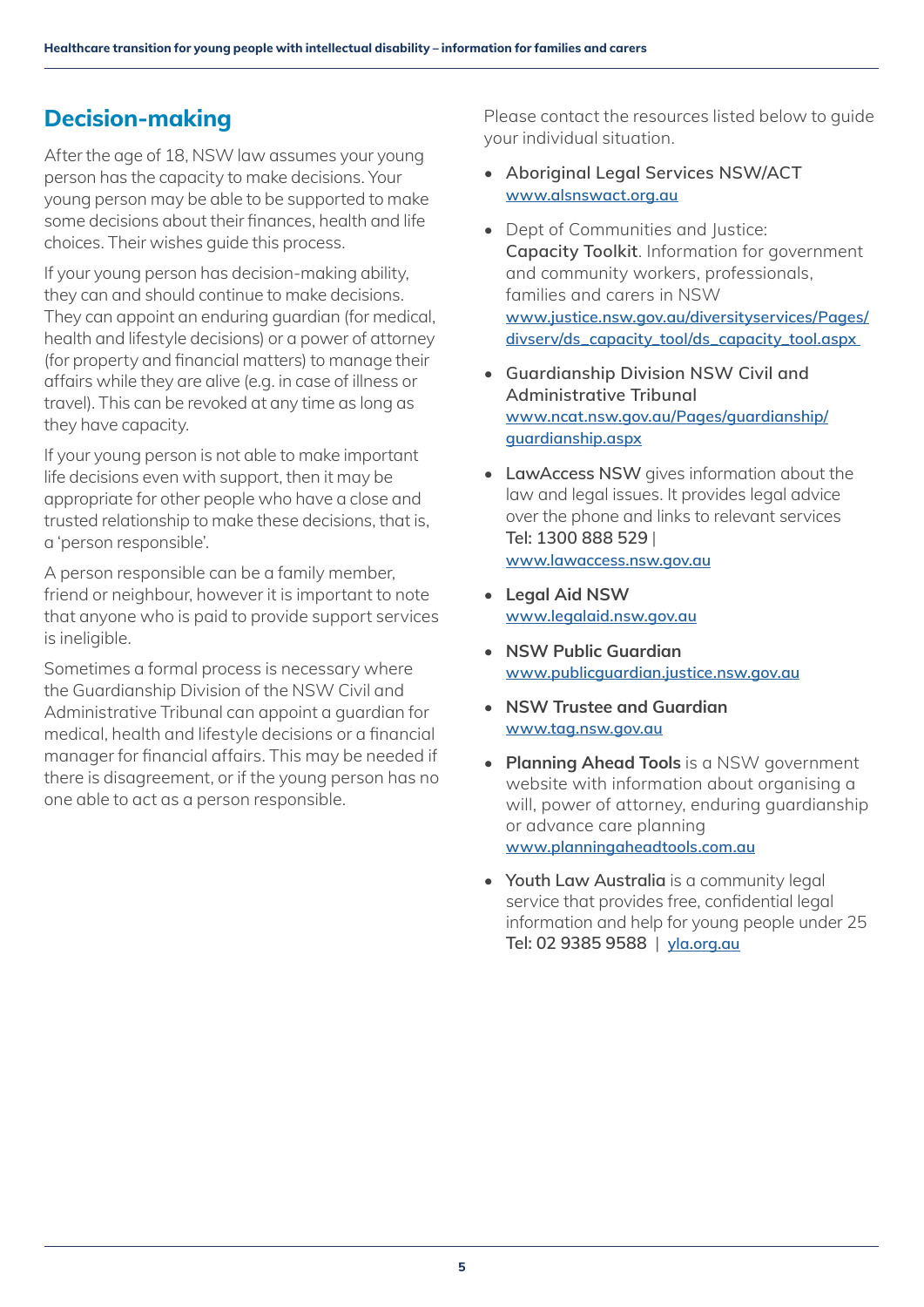## Decision-making

After the age of 18, NSW law assumes your young person has the capacity to make decisions. Your young person may be able to be supported to make some decisions about their finances, health and life choices. Their wishes guide this process.

If your young person has decision-making ability, they can and should continue to make decisions. They can appoint an enduring guardian (for medical, health and lifestyle decisions) or a power of attorney (for property and financial matters) to manage their affairs while they are alive (e.g. in case of illness or travel). This can be revoked at any time as long as they have capacity.

If your young person is not able to make important life decisions even with support, then it may be appropriate for other people who have a close and trusted relationship to make these decisions, that is, a 'person responsible'.

A person responsible can be a family member, friend or neighbour, however it is important to note that anyone who is paid to provide support services is ineligible.

Sometimes a formal process is necessary where the Guardianship Division of the NSW Civil and Administrative Tribunal can appoint a guardian for medical, health and lifestyle decisions or a financial manager for financial affairs. This may be needed if there is disagreement, or if the young person has no one able to act as a person responsible.

Please contact the resources listed below to guide your individual situation.

- Aboriginal Legal Services NSW/ACT
  www.alsnswact.org.au
- Dept of Communities and Justice: **Capacity Toolkit**. Information for government and community workers, professionals, families and carers in NSW
  www.justice.nsw.gov.au/diversityservices/Pages/divserv/ds_capacity_tool/ds_capacity_tool.aspx
- Guardianship Division NSW Civil and Administrative Tribunal
  www.ncat.nsw.gov.au/Pages/guardianship/guardianship.aspx
- **LawAccess NSW** gives information about the law and legal issues. It provides legal advice over the phone and links to relevant services
  **Tel: 1300 888 529** |
  www.lawaccess.nsw.gov.au
- **Legal Aid NSW**
  www.legalaid.nsw.gov.au
- **NSW Public Guardian**
  www.publicguardian.justice.nsw.gov.au
- **NSW Trustee and Guardian**
  www.tag.nsw.gov.au
- **Planning Ahead Tools** is a NSW government website with information about organising a will, power of attorney, enduring guardianship or advance care planning
  www.planningaheadtools.com.au
- **Youth Law Australia** is a community legal service that provides free, confidential legal information and help for young people under 25
  **Tel: 02 9385 9588** | yla.org.au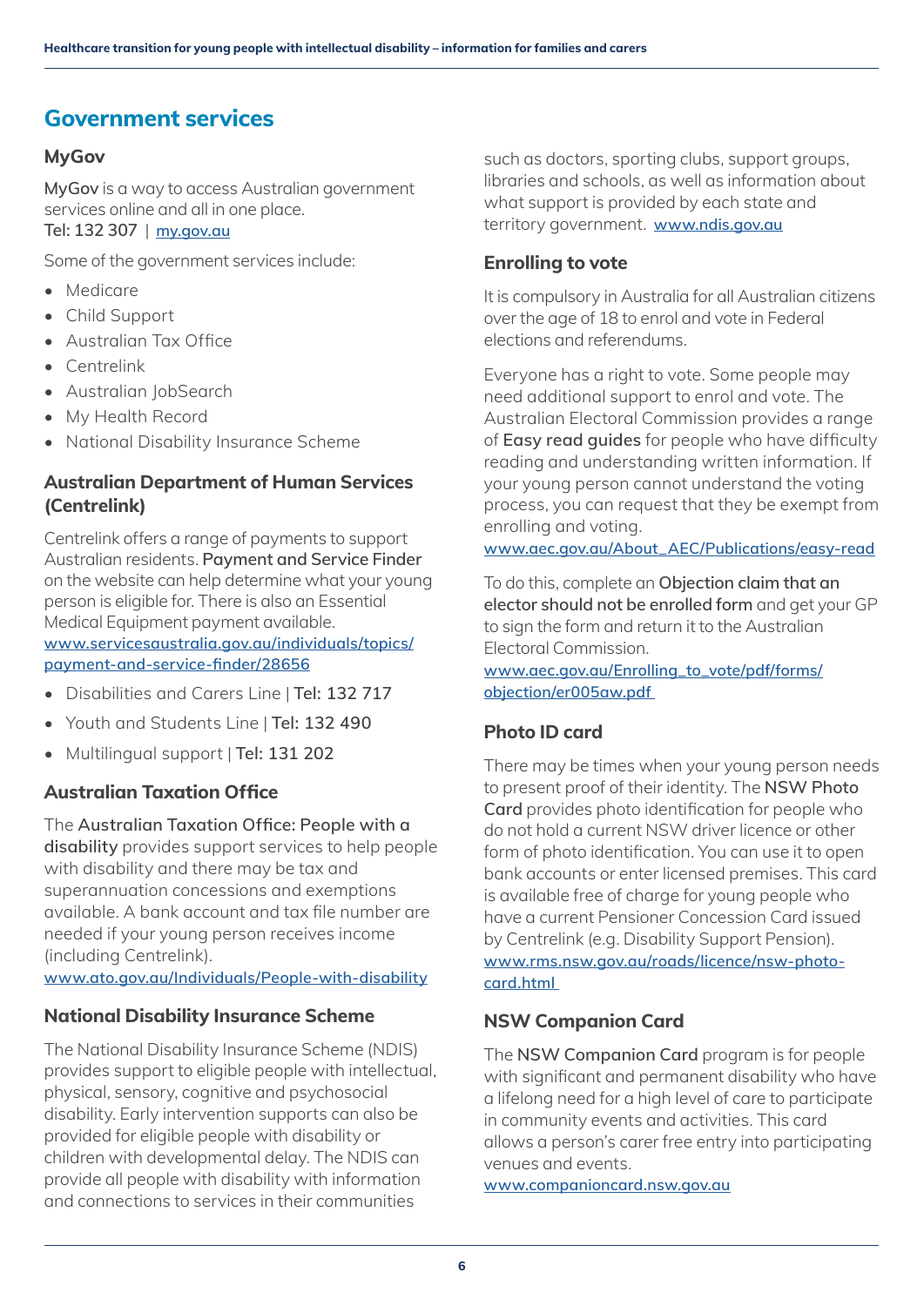## Government services

### MyGov

**MyGov** is a way to access Australian government services online and all in one place.
**Tel: 132 307** | my.gov.au

Some of the government services include:

- Medicare
- Child Support
- Australian Tax Office
- Centrelink
- Australian JobSearch
- My Health Record
- National Disability Insurance Scheme

### Australian Department of Human Services (Centrelink)

Centrelink offers a range of payments to support Australian residents. **Payment and Service Finder** on the website can help determine what your young person is eligible for. There is also an Essential Medical Equipment payment available.
www.servicesaustralia.gov.au/individuals/topics/payment-and-service-finder/28656

- Disabilities and Carers Line | **Tel: 132 717**
- Youth and Students Line | **Tel: 132 490**
- Multilingual support | **Tel: 131 202**

### Australian Taxation Office

The **Australian Taxation Office: People with a disability** provides support services to help people with disability and there may be tax and superannuation concessions and exemptions available. A bank account and tax file number are needed if your young person receives income (including Centrelink).
www.ato.gov.au/Individuals/People-with-disability

### National Disability Insurance Scheme

The National Disability Insurance Scheme (NDIS) provides support to eligible people with intellectual, physical, sensory, cognitive and psychosocial disability. Early intervention supports can also be provided for eligible people with disability or children with developmental delay. The NDIS can provide all people with disability with information and connections to services in their communities such as doctors, sporting clubs, support groups, libraries and schools, as well as information about what support is provided by each state and territory government. www.ndis.gov.au

### Enrolling to vote

It is compulsory in Australia for all Australian citizens over the age of 18 to enrol and vote in Federal elections and referendums.

Everyone has a right to vote. Some people may need additional support to enrol and vote. The Australian Electoral Commission provides a range of **Easy read guides** for people who have difficulty reading and understanding written information. If your young person cannot understand the voting process, you can request that they be exempt from enrolling and voting.
www.aec.gov.au/About_AEC/Publications/easy-read

To do this, complete an **Objection claim that an elector should not be enrolled form** and get your GP to sign the form and return it to the Australian Electoral Commission.
www.aec.gov.au/Enrolling_to_vote/pdf/forms/objection/er005aw.pdf

### Photo ID card

There may be times when your young person needs to present proof of their identity. The **NSW Photo Card** provides photo identification for people who do not hold a current NSW driver licence or other form of photo identification. You can use it to open bank accounts or enter licensed premises. This card is available free of charge for young people who have a current Pensioner Concession Card issued by Centrelink (e.g. Disability Support Pension).
www.rms.nsw.gov.au/roads/licence/nsw-photo-card.html

### NSW Companion Card

The **NSW Companion Card** program is for people with significant and permanent disability who have a lifelong need for a high level of care to participate in community events and activities. This card allows a person's carer free entry into participating venues and events.
www.companioncard.nsw.gov.au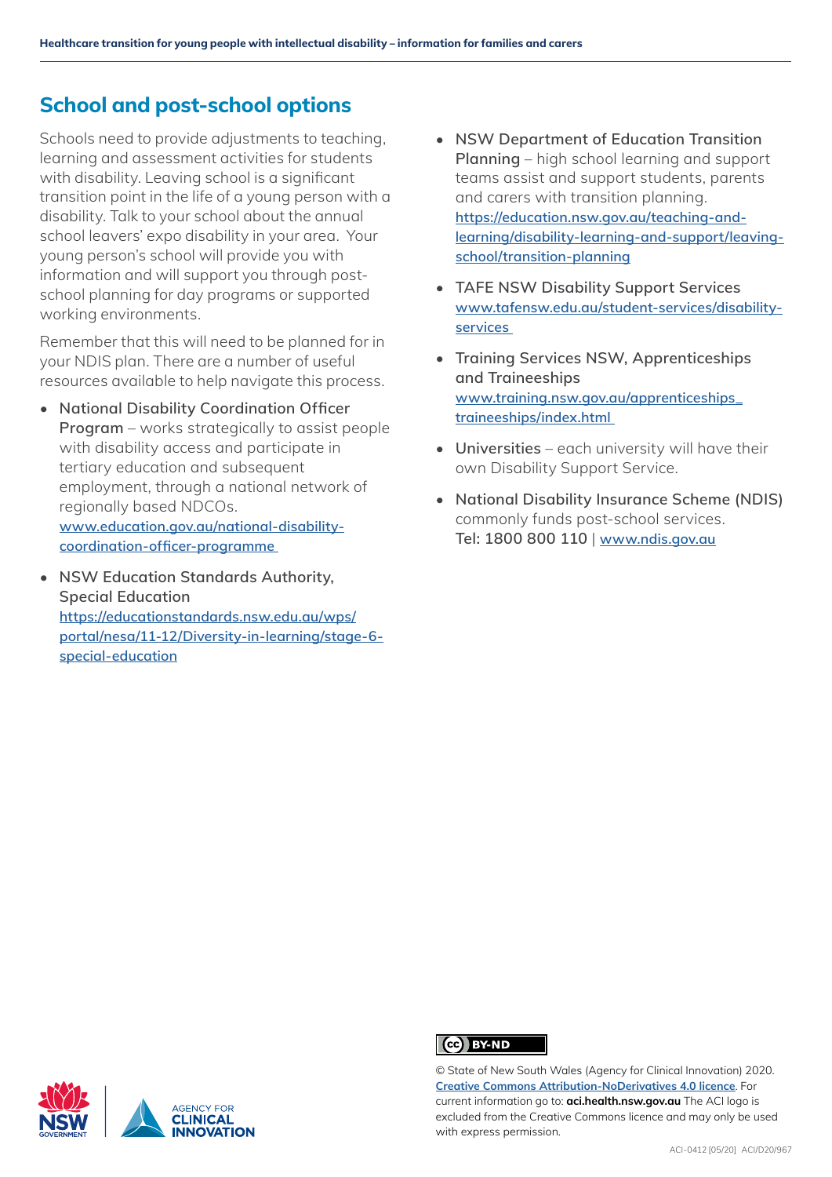## School and post-school options

Schools need to provide adjustments to teaching, learning and assessment activities for students with disability. Leaving school is a significant transition point in the life of a young person with a disability. Talk to your school about the annual school leavers' expo disability in your area. Your young person's school will provide you with information and will support you through post-school planning for day programs or supported working environments.

Remember that this will need to be planned for in your NDIS plan. There are a number of useful resources available to help navigate this process.

- National Disability Coordination Officer Program – works strategically to assist people with disability access and participate in tertiary education and subsequent employment, through a national network of regionally based NDCOs. [www.education.gov.au/national-disability-coordination-officer-programme](www.education.gov.au/national-disability-coordination-officer-programme)
- NSW Education Standards Authority, Special Education [https://educationstandards.nsw.edu.au/wps/portal/nesa/11-12/Diversity-in-learning/stage-6-special-education](https://educationstandards.nsw.edu.au/wps/portal/nesa/11-12/Diversity-in-learning/stage-6-special-education)
- NSW Department of Education Transition Planning – high school learning and support teams assist and support students, parents and carers with transition planning. [https://education.nsw.gov.au/teaching-and-learning/disability-learning-and-support/leaving-school/transition-planning](https://education.nsw.gov.au/teaching-and-learning/disability-learning-and-support/leaving-school/transition-planning)
- TAFE NSW Disability Support Services [www.tafensw.edu.au/student-services/disability-services](www.tafensw.edu.au/student-services/disability-services)
- Training Services NSW, Apprenticeships and Traineeships [www.training.nsw.gov.au/apprenticeships_traineeships/index.html](www.training.nsw.gov.au/apprenticeships_traineeships/index.html)
- Universities – each university will have their own Disability Support Service.
- National Disability Insurance Scheme (NDIS) commonly funds post-school services.
  **Tel: 1800 800 110** | [www.ndis.gov.au](www.ndis.gov.au)

CC BY-ND

© State of New South Wales (Agency for Clinical Innovation) 2020. [Creative Commons Attribution-NoDerivatives 4.0 licence](https://creativecommons.org/licenses/by-nd/4.0/). For current information go to: **aci.health.nsw.gov.au** The ACI logo is excluded from the Creative Commons licence and may only be used with express permission.

ACI-0412 [05/20] ACI/D20/967